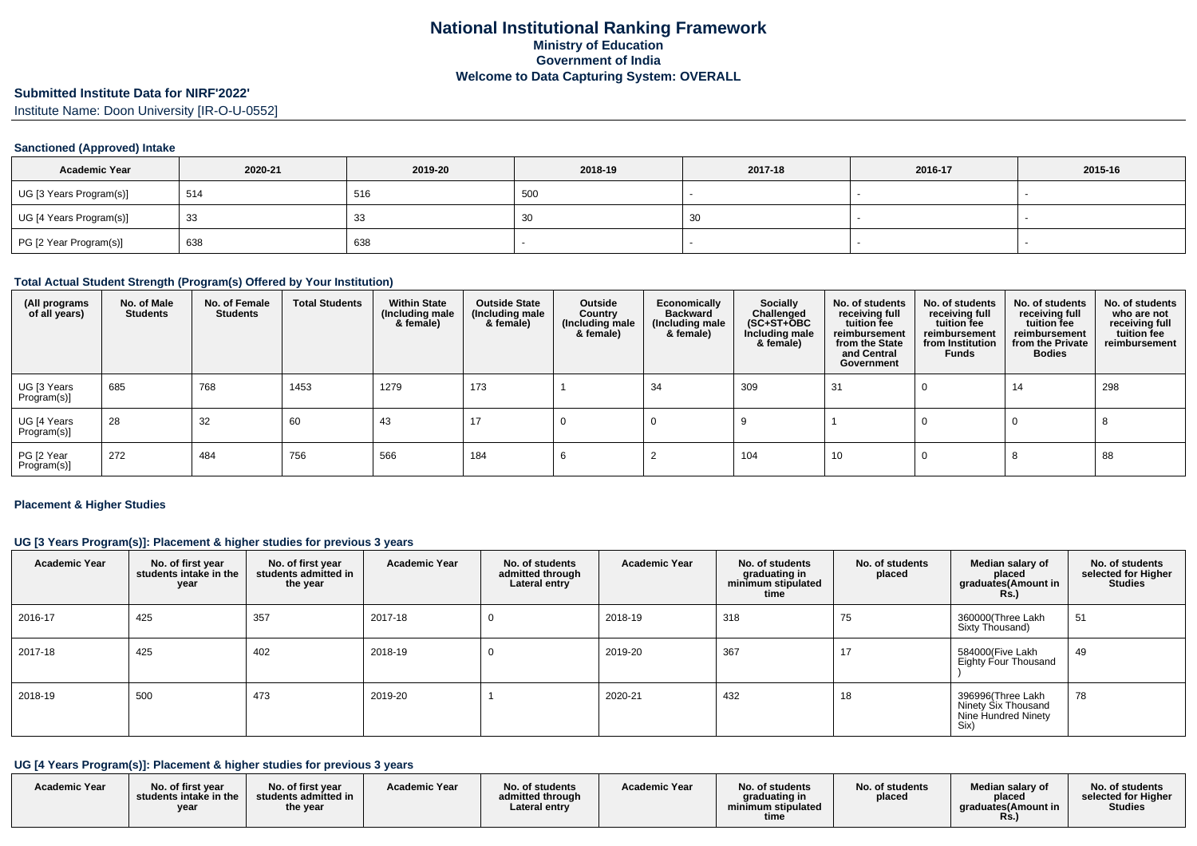# National Institutional Ranking Framework
## Ministry of Education
## Government of India
## Welcome to Data Capturing System: OVERALL

## Submitted Institute Data for NIRF'2022'

Institute Name: Doon University [IR-O-U-0552]

### Sanctioned (Approved) Intake

| Academic Year | 2020-21 | 2019-20 | 2018-19 | 2017-18 | 2016-17 | 2015-16 |
|---|---|---|---|---|---|---|
| UG [3 Years Program(s)] | 514 | 516 | 500 | - | - | - |
| UG [4 Years Program(s)] | 33 | 33 | 30 | 30 | - | - |
| PG [2 Year Program(s)] | 638 | 638 | - | - | - | - |

### Total Actual Student Strength (Program(s) Offered by Your Institution)

| (All programs of all years) | No. of Male Students | No. of Female Students | Total Students | Within State (Including male & female) | Outside State (Including male & female) | Outside Country (Including male & female) | Economically Backward (Including male & female) | Socially Challenged (SC+ST+OBC Including male & female) | No. of students receiving full tuition fee reimbursement from the State and Central Government | No. of students receiving full tuition fee reimbursement from Institution Funds | No. of students receiving full tuition fee reimbursement from the Private Bodies | No. of students who are not receiving full tuition fee reimbursement |
|---|---|---|---|---|---|---|---|---|---|---|---|---|
| UG [3 Years Program(s)] | 685 | 768 | 1453 | 1279 | 173 | 1 | 34 | 309 | 31 | 0 | 14 | 298 |
| UG [4 Years Program(s)] | 28 | 32 | 60 | 43 | 17 | 0 | 0 | 9 | 1 | 0 | 0 | 8 |
| PG [2 Year Program(s)] | 272 | 484 | 756 | 566 | 184 | 6 | 2 | 104 | 10 | 0 | 8 | 88 |

### Placement & Higher Studies

### UG [3 Years Program(s)]: Placement & higher studies for previous 3 years

| Academic Year | No. of first year students intake in the year | No. of first year students admitted in the year | Academic Year | No. of students admitted through Lateral entry | Academic Year | No. of students graduating in minimum stipulated time | No. of students placed | Median salary of placed graduates(Amount in Rs.) | No. of students selected for Higher Studies |
|---|---|---|---|---|---|---|---|---|---|
| 2016-17 | 425 | 357 | 2017-18 | 0 | 2018-19 | 318 | 75 | 360000(Three Lakh Sixty Thousand) | 51 |
| 2017-18 | 425 | 402 | 2018-19 | 0 | 2019-20 | 367 | 17 | 584000(Five Lakh Eighty Four Thousand ) | 49 |
| 2018-19 | 500 | 473 | 2019-20 | 1 | 2020-21 | 432 | 18 | 396996(Three Lakh Ninety Six Thousand Nine Hundred Ninety Six) | 78 |

### UG [4 Years Program(s)]: Placement & higher studies for previous 3 years

| Academic Year | No. of first year students intake in the year | No. of first year students admitted in the year | Academic Year | No. of students admitted through Lateral entry | Academic Year | No. of students graduating in minimum stipulated time | No. of students placed | Median salary of placed graduates(Amount in Rs.) | No. of students selected for Higher Studies |
|---|---|---|---|---|---|---|---|---|---|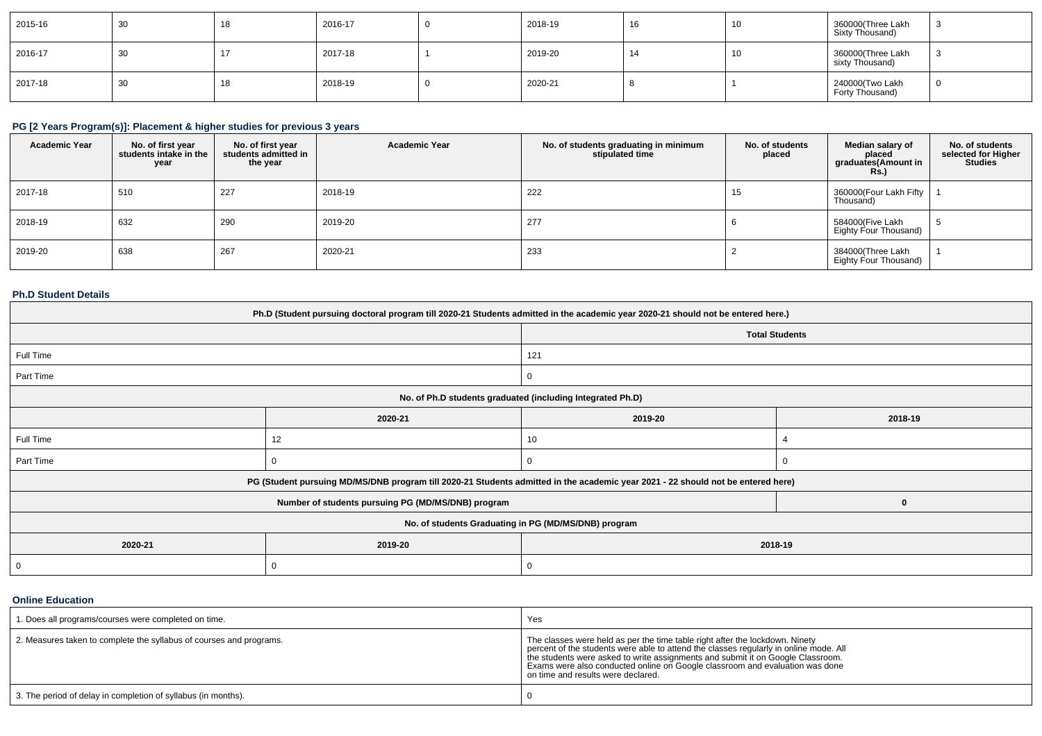| 2015-16 | 30 | 18 | 2016-17 | 0 | 2018-19 | 16 | 10 | 360000(Three Lakh Sixty Thousand) | 3 |
|---|---|---|---|---|---|---|---|---|---|
| 2016-17 | 30 | 17 | 2017-18 | 1 | 2019-20 | 14 | 10 | 360000(Three Lakh sixty Thousand) | 3 |
| 2017-18 | 30 | 18 | 2018-19 | 0 | 2020-21 | 8 | 1 | 240000(Two Lakh Forty Thousand) | 0 |

### PG [2 Years Program(s)]: Placement & higher studies for previous 3 years

| Academic Year | No. of first year students intake in the year | No. of first year students admitted in the year | Academic Year | No. of students graduating in minimum stipulated time | No. of students placed | Median salary of placed graduates(Amount in Rs.) | No. of students selected for Higher Studies |
|---|---|---|---|---|---|---|---|
| 2017-18 | 510 | 227 | 2018-19 | 222 | 15 | 360000(Four Lakh Fifty Thousand) | 1 |
| 2018-19 | 632 | 290 | 2019-20 | 277 | 6 | 584000(Five Lakh Eighty Four Thousand) | 5 |
| 2019-20 | 638 | 267 | 2020-21 | 233 | 2 | 384000(Three Lakh Eighty Four Thousand) | 1 |

### Ph.D Student Details

| Ph.D (Student pursuing doctoral program till 2020-21 Students admitted in the academic year 2020-21 should not be entered here.) | | | |
|---|---|---|---|
| | | Total Students | |
| Full Time | | 121 | |
| Part Time | | 0 | |
| No. of Ph.D students graduated (including Integrated Ph.D) | | | |
| | 2020-21 | 2019-20 | 2018-19 |
| Full Time | 12 | 10 | 4 |
| Part Time | 0 | 0 | 0 |
| PG (Student pursuing MD/MS/DNB program till 2020-21 Students admitted in the academic year 2021 - 22 should not be entered here) | | | |
| Number of students pursuing PG (MD/MS/DNB) program | | | 0 |
| No. of students Graduating in PG (MD/MS/DNB) program | | | |
| 2020-21 | 2019-20 | 2018-19 | |
| 0 | 0 | 0 | |

### Online Education

| | |
|---|---|
| 1. Does all programs/courses were completed on time. | Yes |
| 2. Measures taken to complete the syllabus of courses and programs. | The classes were held as per the time table right after the lockdown. Ninety percent of the students were able to attend the classes regularly in online mode. All the students were asked to write assignments and submit it on Google Classroom. Exams were also conducted online on Google classroom and evaluation was done on time and results were declared. |
| 3. The period of delay in completion of syllabus (in months). | 0 |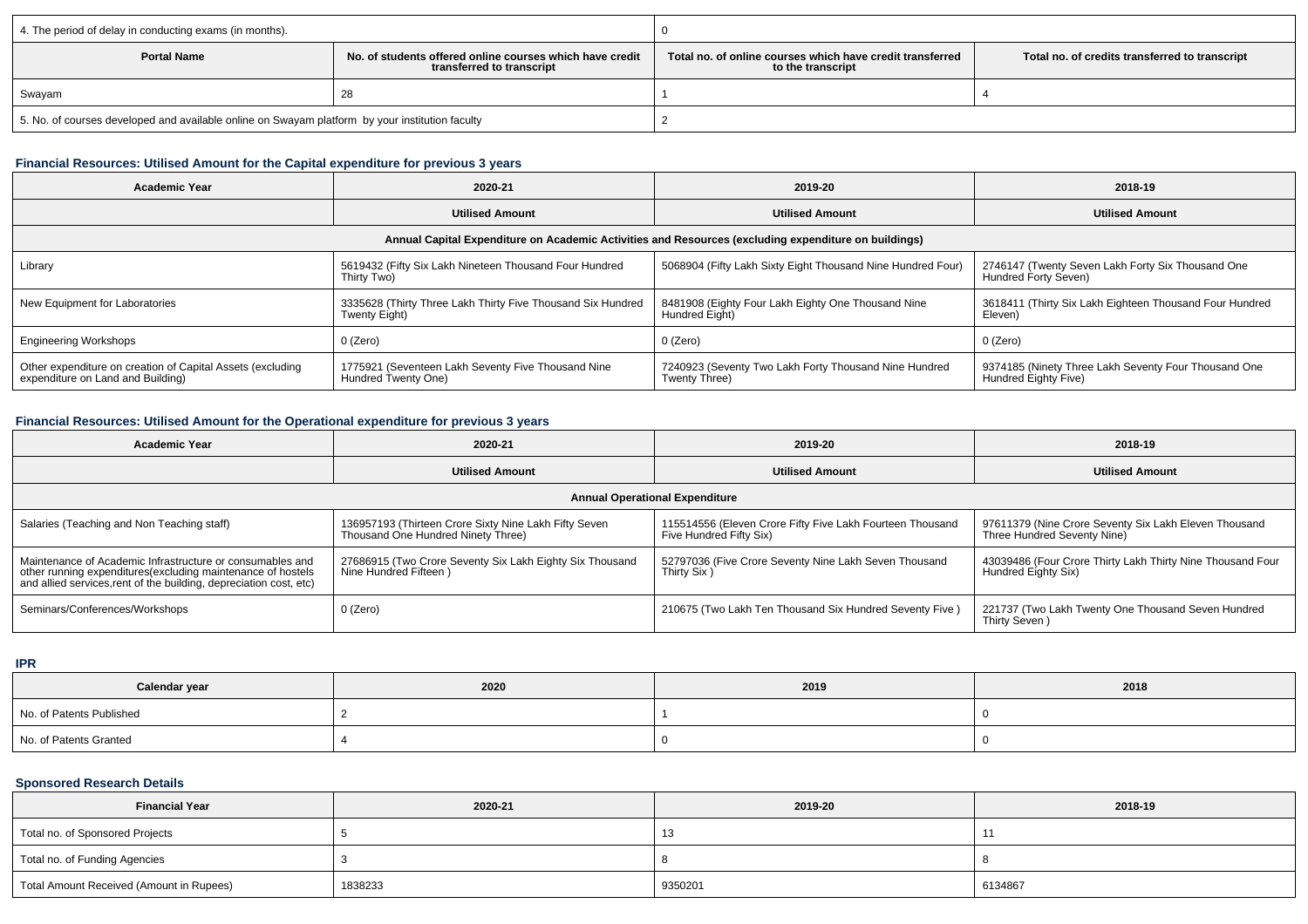| 4. The period of delay in conducting exams (in months). | | 0 | |
|---|---|---|---|
| **Portal Name** | **No. of students offered online courses which have credit transferred to transcript** | **Total no. of online courses which have credit transferred to the transcript** | **Total no. of credits transferred to transcript** |
| Swayam | 28 | 1 | 4 |
| 5. No. of courses developed and available online on Swayam platform by your institution faculty | | 2 | |

### Financial Resources: Utilised Amount for the Capital expenditure for previous 3 years

| Academic Year | 2020-21 | 2019-20 | 2018-19 |
|---|---|---|---|
| | Utilised Amount | Utilised Amount | Utilised Amount |
| Annual Capital Expenditure on Academic Activities and Resources (excluding expenditure on buildings) | | | |
| Library | 5619432 (Fifty Six Lakh Nineteen Thousand Four Hundred Thirty Two) | 5068904 (Fifty Lakh Sixty Eight Thousand Nine Hundred Four) | 2746147 (Twenty Seven Lakh Forty Six Thousand One Hundred Forty Seven) |
| New Equipment for Laboratories | 3335628 (Thirty Three Lakh Thirty Five Thousand Six Hundred Twenty Eight) | 8481908 (Eighty Four Lakh Eighty One Thousand Nine Hundred Eight) | 3618411 (Thirty Six Lakh Eighteen Thousand Four Hundred Eleven) |
| Engineering Workshops | 0 (Zero) | 0 (Zero) | 0 (Zero) |
| Other expenditure on creation of Capital Assets (excluding expenditure on Land and Building) | 1775921 (Seventeen Lakh Seventy Five Thousand Nine Hundred Twenty One) | 7240923 (Seventy Two Lakh Forty Thousand Nine Hundred Twenty Three) | 9374185 (Ninety Three Lakh Seventy Four Thousand One Hundred Eighty Five) |

### Financial Resources: Utilised Amount for the Operational expenditure for previous 3 years

| Academic Year | 2020-21 | 2019-20 | 2018-19 |
|---|---|---|---|
| | Utilised Amount | Utilised Amount | Utilised Amount |
| Annual Operational Expenditure | | | |
| Salaries (Teaching and Non Teaching staff) | 136957193 (Thirteen Crore Sixty Nine Lakh Fifty Seven Thousand One Hundred Ninety Three) | 115514556 (Eleven Crore Fifty Five Lakh Fourteen Thousand Five Hundred Fifty Six) | 97611379 (Nine Crore Seventy Six Lakh Eleven Thousand Three Hundred Seventy Nine) |
| Maintenance of Academic Infrastructure or consumables and other running expenditures(excluding maintenance of hostels and allied services,rent of the building, depreciation cost, etc) | 27686915 (Two Crore Seventy Six Lakh Eighty Six Thousand Nine Hundred Fifteen ) | 52797036 (Five Crore Seventy Nine Lakh Seven Thousand Thirty Six ) | 43039486 (Four Crore Thirty Lakh Thirty Nine Thousand Four Hundred Eighty Six) |
| Seminars/Conferences/Workshops | 0 (Zero) | 210675 (Two Lakh Ten Thousand Six Hundred Seventy Five ) | 221737 (Two Lakh Twenty One Thousand Seven Hundred Thirty Seven ) |

### IPR

| Calendar year | 2020 | 2019 | 2018 |
|---|---|---|---|
| No. of Patents Published | 2 | 1 | 0 |
| No. of Patents Granted | 4 | 0 | 0 |

### Sponsored Research Details

| Financial Year | 2020-21 | 2019-20 | 2018-19 |
|---|---|---|---|
| Total no. of Sponsored Projects | 5 | 13 | 11 |
| Total no. of Funding Agencies | 3 | 8 | 8 |
| Total Amount Received (Amount in Rupees) | 1838233 | 9350201 | 6134867 |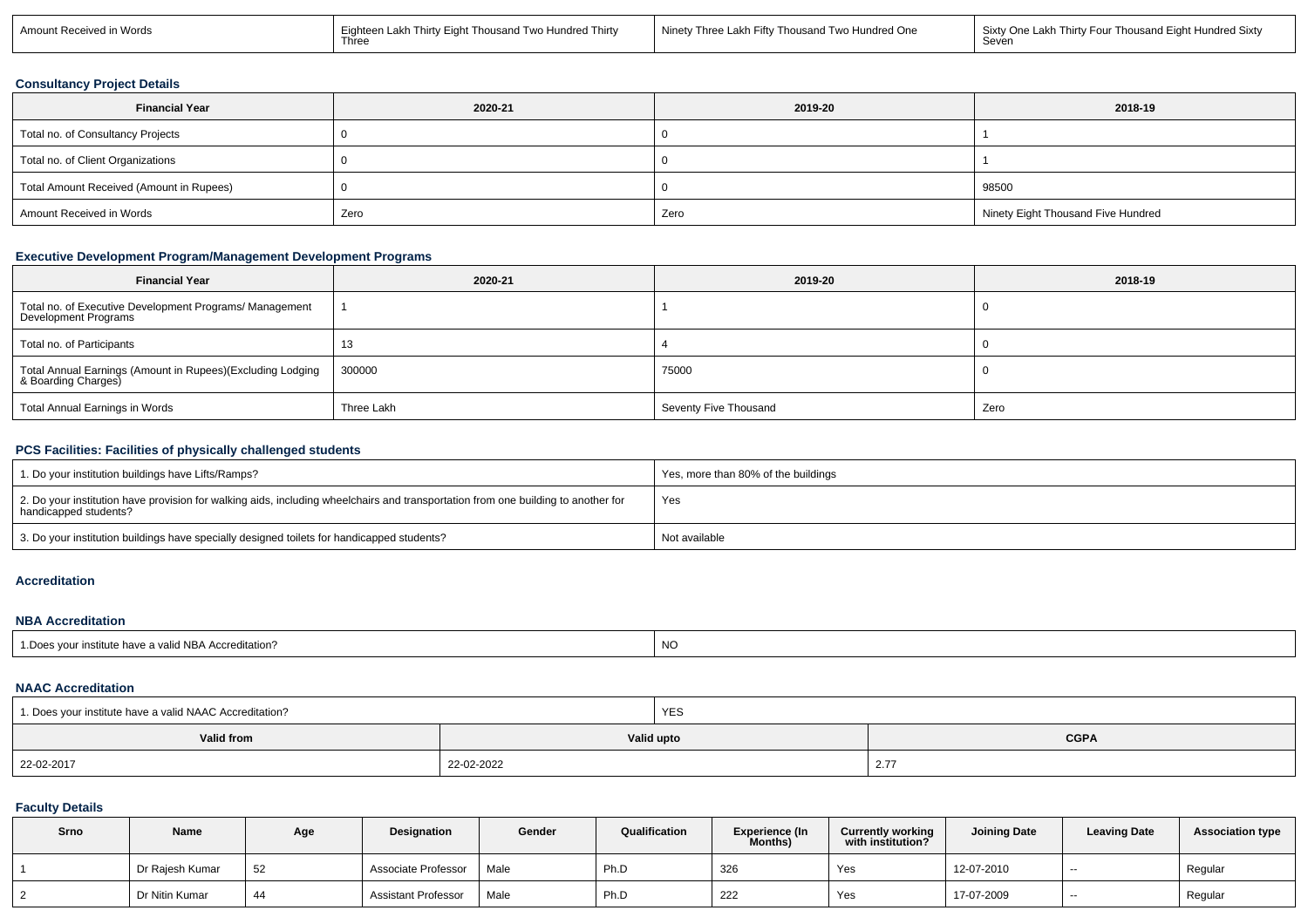| Amount Received in Words | Eighteen Lakh Thirty Eight Thousand Two Hundred Thirty Three | Ninety Three Lakh Fifty Thousand Two Hundred One | Sixty One Lakh Thirty Four Thousand Eight Hundred Sixty Seven |
|---|---|---|---|

### Consultancy Project Details

| Financial Year | 2020-21 | 2019-20 | 2018-19 |
|---|---|---|---|
| Total no. of Consultancy Projects | 0 | 0 | 1 |
| Total no. of Client Organizations | 0 | 0 | 1 |
| Total Amount Received (Amount in Rupees) | 0 | 0 | 98500 |
| Amount Received in Words | Zero | Zero | Ninety Eight Thousand Five Hundred |

### Executive Development Program/Management Development Programs

| Financial Year | 2020-21 | 2019-20 | 2018-19 |
|---|---|---|---|
| Total no. of Executive Development Programs/ Management Development Programs | 1 | 1 | 0 |
| Total no. of Participants | 13 | 4 | 0 |
| Total Annual Earnings (Amount in Rupees)(Excluding Lodging & Boarding Charges) | 300000 | 75000 | 0 |
| Total Annual Earnings in Words | Three Lakh | Seventy Five Thousand | Zero |

### PCS Facilities: Facilities of physically challenged students

| | |
|---|---|
| 1. Do your institution buildings have Lifts/Ramps? | Yes, more than 80% of the buildings |
| 2. Do your institution have provision for walking aids, including wheelchairs and transportation from one building to another for handicapped students? | Yes |
| 3. Do your institution buildings have specially designed toilets for handicapped students? | Not available |

### Accreditation

### NBA Accreditation

| | |
|---|---|
| 1.Does your institute have a valid NBA Accreditation? | NO |

### NAAC Accreditation

| 1. Does your institute have a valid NAAC Accreditation? | YES | |
|---|---|---|
| **Valid from** | **Valid upto** | **CGPA** |
| 22-02-2017 | 22-02-2022 | 2.77 |

### Faculty Details

| Srno | Name | Age | Designation | Gender | Qualification | Experience (In Months) | Currently working with institution? | Joining Date | Leaving Date | Association type |
|---|---|---|---|---|---|---|---|---|---|---|
| 1 | Dr Rajesh Kumar | 52 | Associate Professor | Male | Ph.D | 326 | Yes | 12-07-2010 | -- | Regular |
| 2 | Dr Nitin Kumar | 44 | Assistant Professor | Male | Ph.D | 222 | Yes | 17-07-2009 | -- | Regular |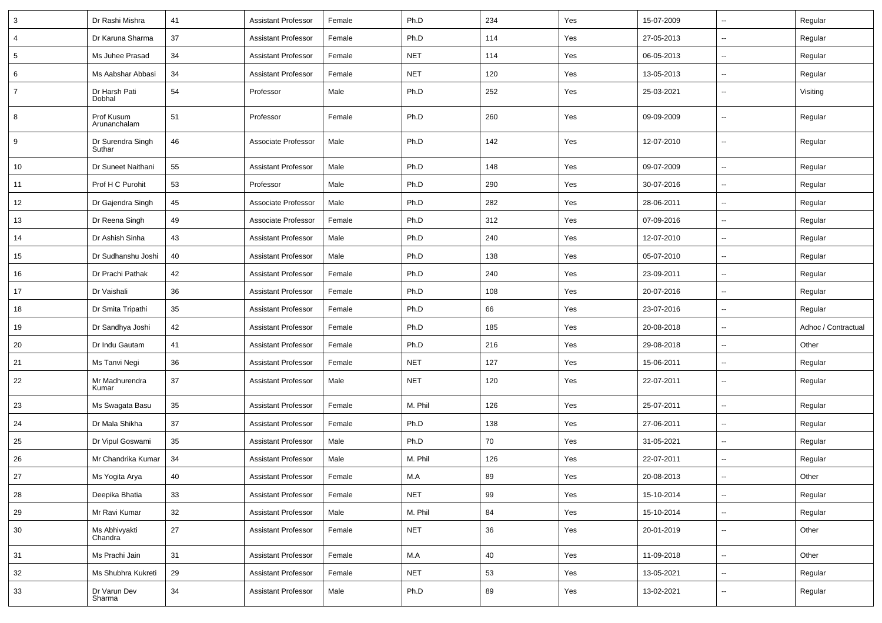| 3 | Dr Rashi Mishra | 41 | Assistant Professor | Female | Ph.D | 234 | Yes | 15-07-2009 | -- | Regular |
|---|---|---|---|---|---|---|---|---|---|---|
| 4 | Dr Karuna Sharma | 37 | Assistant Professor | Female | Ph.D | 114 | Yes | 27-05-2013 | -- | Regular |
| 5 | Ms Juhee Prasad | 34 | Assistant Professor | Female | NET | 114 | Yes | 06-05-2013 | -- | Regular |
| 6 | Ms Aabshar Abbasi | 34 | Assistant Professor | Female | NET | 120 | Yes | 13-05-2013 | -- | Regular |
| 7 | Dr Harsh Pati Dobhal | 54 | Professor | Male | Ph.D | 252 | Yes | 25-03-2021 | -- | Visiting |
| 8 | Prof Kusum Arunanchalam | 51 | Professor | Female | Ph.D | 260 | Yes | 09-09-2009 | -- | Regular |
| 9 | Dr Surendra Singh Suthar | 46 | Associate Professor | Male | Ph.D | 142 | Yes | 12-07-2010 | -- | Regular |
| 10 | Dr Suneet Naithani | 55 | Assistant Professor | Male | Ph.D | 148 | Yes | 09-07-2009 | -- | Regular |
| 11 | Prof H C Purohit | 53 | Professor | Male | Ph.D | 290 | Yes | 30-07-2016 | -- | Regular |
| 12 | Dr Gajendra Singh | 45 | Associate Professor | Male | Ph.D | 282 | Yes | 28-06-2011 | -- | Regular |
| 13 | Dr Reena Singh | 49 | Associate Professor | Female | Ph.D | 312 | Yes | 07-09-2016 | -- | Regular |
| 14 | Dr Ashish Sinha | 43 | Assistant Professor | Male | Ph.D | 240 | Yes | 12-07-2010 | -- | Regular |
| 15 | Dr Sudhanshu Joshi | 40 | Assistant Professor | Male | Ph.D | 138 | Yes | 05-07-2010 | -- | Regular |
| 16 | Dr Prachi Pathak | 42 | Assistant Professor | Female | Ph.D | 240 | Yes | 23-09-2011 | -- | Regular |
| 17 | Dr Vaishali | 36 | Assistant Professor | Female | Ph.D | 108 | Yes | 20-07-2016 | -- | Regular |
| 18 | Dr Smita Tripathi | 35 | Assistant Professor | Female | Ph.D | 66 | Yes | 23-07-2016 | -- | Regular |
| 19 | Dr Sandhya Joshi | 42 | Assistant Professor | Female | Ph.D | 185 | Yes | 20-08-2018 | -- | Adhoc / Contractual |
| 20 | Dr Indu Gautam | 41 | Assistant Professor | Female | Ph.D | 216 | Yes | 29-08-2018 | -- | Other |
| 21 | Ms Tanvi Negi | 36 | Assistant Professor | Female | NET | 127 | Yes | 15-06-2011 | -- | Regular |
| 22 | Mr Madhurendra Kumar | 37 | Assistant Professor | Male | NET | 120 | Yes | 22-07-2011 | -- | Regular |
| 23 | Ms Swagata Basu | 35 | Assistant Professor | Female | M. Phil | 126 | Yes | 25-07-2011 | -- | Regular |
| 24 | Dr Mala Shikha | 37 | Assistant Professor | Female | Ph.D | 138 | Yes | 27-06-2011 | -- | Regular |
| 25 | Dr Vipul Goswami | 35 | Assistant Professor | Male | Ph.D | 70 | Yes | 31-05-2021 | -- | Regular |
| 26 | Mr Chandrika Kumar | 34 | Assistant Professor | Male | M. Phil | 126 | Yes | 22-07-2011 | -- | Regular |
| 27 | Ms Yogita Arya | 40 | Assistant Professor | Female | M.A | 89 | Yes | 20-08-2013 | -- | Other |
| 28 | Deepika Bhatia | 33 | Assistant Professor | Female | NET | 99 | Yes | 15-10-2014 | -- | Regular |
| 29 | Mr Ravi Kumar | 32 | Assistant Professor | Male | M. Phil | 84 | Yes | 15-10-2014 | -- | Regular |
| 30 | Ms Abhivyakti Chandra | 27 | Assistant Professor | Female | NET | 36 | Yes | 20-01-2019 | -- | Other |
| 31 | Ms Prachi Jain | 31 | Assistant Professor | Female | M.A | 40 | Yes | 11-09-2018 | -- | Other |
| 32 | Ms Shubhra Kukreti | 29 | Assistant Professor | Female | NET | 53 | Yes | 13-05-2021 | -- | Regular |
| 33 | Dr Varun Dev Sharma | 34 | Assistant Professor | Male | Ph.D | 89 | Yes | 13-02-2021 | -- | Regular |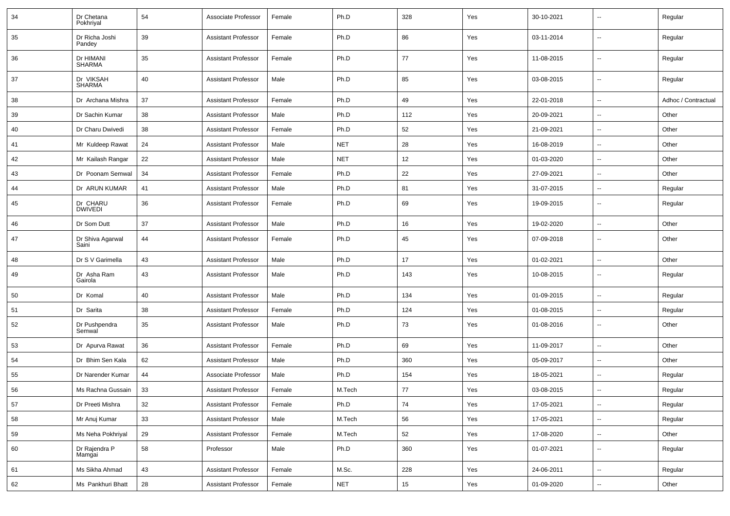| 34 | Dr Chetana Pokhriyal | 54 | Associate Professor | Female | Ph.D | 328 | Yes | 30-10-2021 | -- | Regular |
|---|---|---|---|---|---|---|---|---|---|---|
| 35 | Dr Richa Joshi Pandey | 39 | Assistant Professor | Female | Ph.D | 86 | Yes | 03-11-2014 | -- | Regular |
| 36 | Dr HIMANI SHARMA | 35 | Assistant Professor | Female | Ph.D | 77 | Yes | 11-08-2015 | -- | Regular |
| 37 | Dr VIKSAH SHARMA | 40 | Assistant Professor | Male | Ph.D | 85 | Yes | 03-08-2015 | -- | Regular |
| 38 | Dr Archana Mishra | 37 | Assistant Professor | Female | Ph.D | 49 | Yes | 22-01-2018 | -- | Adhoc / Contractual |
| 39 | Dr Sachin Kumar | 38 | Assistant Professor | Male | Ph.D | 112 | Yes | 20-09-2021 | -- | Other |
| 40 | Dr Charu Dwivedi | 38 | Assistant Professor | Female | Ph.D | 52 | Yes | 21-09-2021 | -- | Other |
| 41 | Mr Kuldeep Rawat | 24 | Assistant Professor | Male | NET | 28 | Yes | 16-08-2019 | -- | Other |
| 42 | Mr Kailash Rangar | 22 | Assistant Professor | Male | NET | 12 | Yes | 01-03-2020 | -- | Other |
| 43 | Dr Poonam Semwal | 34 | Assistant Professor | Female | Ph.D | 22 | Yes | 27-09-2021 | -- | Other |
| 44 | Dr ARUN KUMAR | 41 | Assistant Professor | Male | Ph.D | 81 | Yes | 31-07-2015 | -- | Regular |
| 45 | Dr CHARU DWIVEDI | 36 | Assistant Professor | Female | Ph.D | 69 | Yes | 19-09-2015 | -- | Regular |
| 46 | Dr Som Dutt | 37 | Assistant Professor | Male | Ph.D | 16 | Yes | 19-02-2020 | -- | Other |
| 47 | Dr Shiva Agarwal Saini | 44 | Assistant Professor | Female | Ph.D | 45 | Yes | 07-09-2018 | -- | Other |
| 48 | Dr S V Garimella | 43 | Assistant Professor | Male | Ph.D | 17 | Yes | 01-02-2021 | -- | Other |
| 49 | Dr Asha Ram Gairola | 43 | Assistant Professor | Male | Ph.D | 143 | Yes | 10-08-2015 | -- | Regular |
| 50 | Dr Komal | 40 | Assistant Professor | Male | Ph.D | 134 | Yes | 01-09-2015 | -- | Regular |
| 51 | Dr Sarita | 38 | Assistant Professor | Female | Ph.D | 124 | Yes | 01-08-2015 | -- | Regular |
| 52 | Dr Pushpendra Semwal | 35 | Assistant Professor | Male | Ph.D | 73 | Yes | 01-08-2016 | -- | Other |
| 53 | Dr Apurva Rawat | 36 | Assistant Professor | Female | Ph.D | 69 | Yes | 11-09-2017 | -- | Other |
| 54 | Dr Bhim Sen Kala | 62 | Assistant Professor | Male | Ph.D | 360 | Yes | 05-09-2017 | -- | Other |
| 55 | Dr Narender Kumar | 44 | Associate Professor | Male | Ph.D | 154 | Yes | 18-05-2021 | -- | Regular |
| 56 | Ms Rachna Gussain | 33 | Assistant Professor | Female | M.Tech | 77 | Yes | 03-08-2015 | -- | Regular |
| 57 | Dr Preeti Mishra | 32 | Assistant Professor | Female | Ph.D | 74 | Yes | 17-05-2021 | -- | Regular |
| 58 | Mr Anuj Kumar | 33 | Assistant Professor | Male | M.Tech | 56 | Yes | 17-05-2021 | -- | Regular |
| 59 | Ms Neha Pokhriyal | 29 | Assistant Professor | Female | M.Tech | 52 | Yes | 17-08-2020 | -- | Other |
| 60 | Dr Rajendra P Mamgai | 58 | Professor | Male | Ph.D | 360 | Yes | 01-07-2021 | -- | Regular |
| 61 | Ms Sikha Ahmad | 43 | Assistant Professor | Female | M.Sc. | 228 | Yes | 24-06-2011 | -- | Regular |
| 62 | Ms Pankhuri Bhatt | 28 | Assistant Professor | Female | NET | 15 | Yes | 01-09-2020 | -- | Other |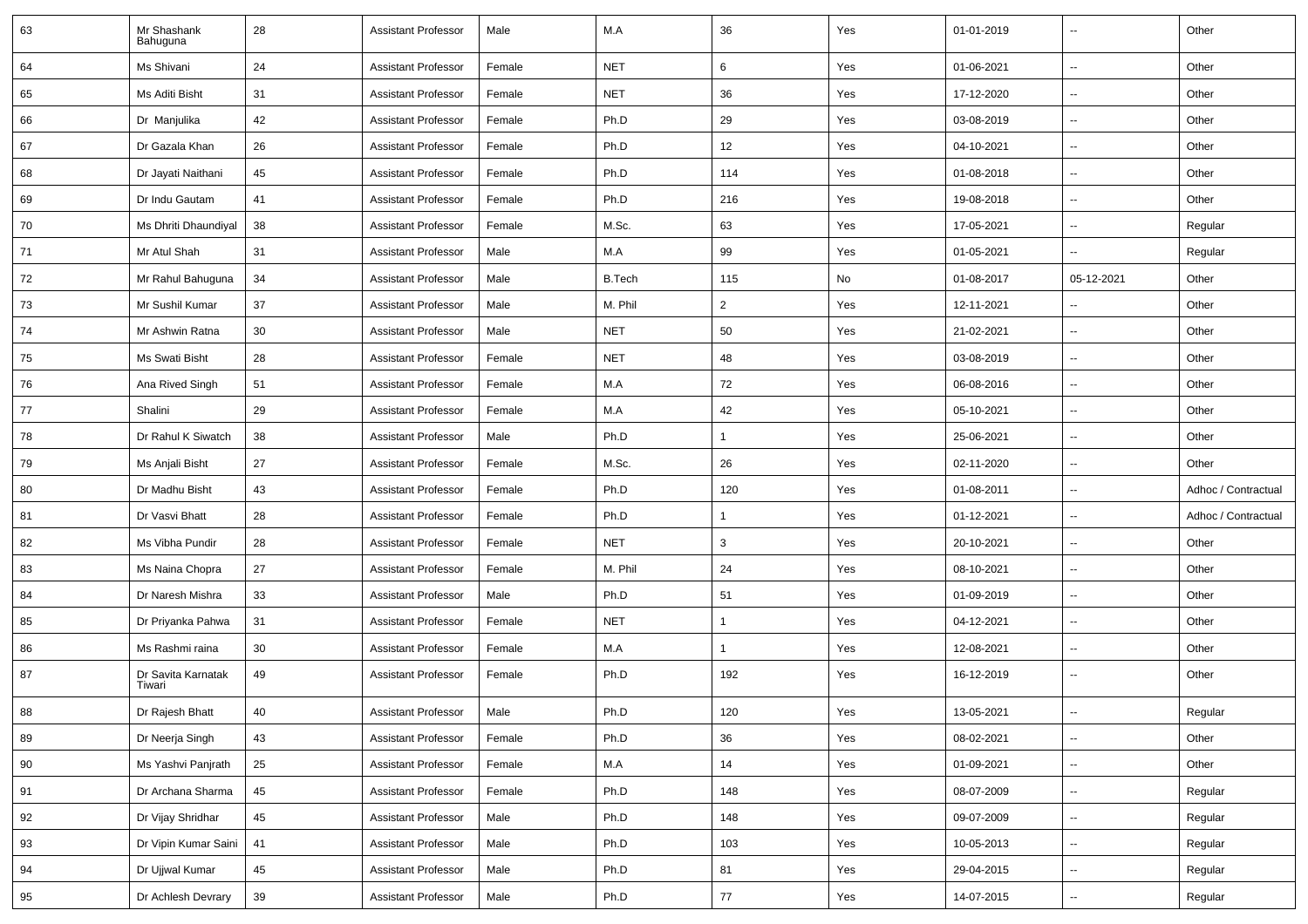| 63 | Mr Shashank Bahuguna | 28 | Assistant Professor | Male | M.A | 36 | Yes | 01-01-2019 | -- | Other |
|---|---|---|---|---|---|---|---|---|---|---|
| 64 | Ms Shivani | 24 | Assistant Professor | Female | NET | 6 | Yes | 01-06-2021 | -- | Other |
| 65 | Ms Aditi Bisht | 31 | Assistant Professor | Female | NET | 36 | Yes | 17-12-2020 | -- | Other |
| 66 | Dr Manjulika | 42 | Assistant Professor | Female | Ph.D | 29 | Yes | 03-08-2019 | -- | Other |
| 67 | Dr Gazala Khan | 26 | Assistant Professor | Female | Ph.D | 12 | Yes | 04-10-2021 | -- | Other |
| 68 | Dr Jayati Naithani | 45 | Assistant Professor | Female | Ph.D | 114 | Yes | 01-08-2018 | -- | Other |
| 69 | Dr Indu Gautam | 41 | Assistant Professor | Female | Ph.D | 216 | Yes | 19-08-2018 | -- | Other |
| 70 | Ms Dhriti Dhaundiyal | 38 | Assistant Professor | Female | M.Sc. | 63 | Yes | 17-05-2021 | -- | Regular |
| 71 | Mr Atul Shah | 31 | Assistant Professor | Male | M.A | 99 | Yes | 01-05-2021 | -- | Regular |
| 72 | Mr Rahul Bahuguna | 34 | Assistant Professor | Male | B.Tech | 115 | No | 01-08-2017 | 05-12-2021 | Other |
| 73 | Mr Sushil Kumar | 37 | Assistant Professor | Male | M. Phil | 2 | Yes | 12-11-2021 | -- | Other |
| 74 | Mr Ashwin Ratna | 30 | Assistant Professor | Male | NET | 50 | Yes | 21-02-2021 | -- | Other |
| 75 | Ms Swati Bisht | 28 | Assistant Professor | Female | NET | 48 | Yes | 03-08-2019 | -- | Other |
| 76 | Ana Rived Singh | 51 | Assistant Professor | Female | M.A | 72 | Yes | 06-08-2016 | -- | Other |
| 77 | Shalini | 29 | Assistant Professor | Female | M.A | 42 | Yes | 05-10-2021 | -- | Other |
| 78 | Dr Rahul K Siwatch | 38 | Assistant Professor | Male | Ph.D | 1 | Yes | 25-06-2021 | -- | Other |
| 79 | Ms Anjali Bisht | 27 | Assistant Professor | Female | M.Sc. | 26 | Yes | 02-11-2020 | -- | Other |
| 80 | Dr Madhu Bisht | 43 | Assistant Professor | Female | Ph.D | 120 | Yes | 01-08-2011 | -- | Adhoc / Contractual |
| 81 | Dr Vasvi Bhatt | 28 | Assistant Professor | Female | Ph.D | 1 | Yes | 01-12-2021 | -- | Adhoc / Contractual |
| 82 | Ms Vibha Pundir | 28 | Assistant Professor | Female | NET | 3 | Yes | 20-10-2021 | -- | Other |
| 83 | Ms Naina Chopra | 27 | Assistant Professor | Female | M. Phil | 24 | Yes | 08-10-2021 | -- | Other |
| 84 | Dr Naresh Mishra | 33 | Assistant Professor | Male | Ph.D | 51 | Yes | 01-09-2019 | -- | Other |
| 85 | Dr Priyanka Pahwa | 31 | Assistant Professor | Female | NET | 1 | Yes | 04-12-2021 | -- | Other |
| 86 | Ms Rashmi raina | 30 | Assistant Professor | Female | M.A | 1 | Yes | 12-08-2021 | -- | Other |
| 87 | Dr Savita Karnatak Tiwari | 49 | Assistant Professor | Female | Ph.D | 192 | Yes | 16-12-2019 | -- | Other |
| 88 | Dr Rajesh Bhatt | 40 | Assistant Professor | Male | Ph.D | 120 | Yes | 13-05-2021 | -- | Regular |
| 89 | Dr Neerja Singh | 43 | Assistant Professor | Female | Ph.D | 36 | Yes | 08-02-2021 | -- | Other |
| 90 | Ms Yashvi Panjrath | 25 | Assistant Professor | Female | M.A | 14 | Yes | 01-09-2021 | -- | Other |
| 91 | Dr Archana Sharma | 45 | Assistant Professor | Female | Ph.D | 148 | Yes | 08-07-2009 | -- | Regular |
| 92 | Dr Vijay Shridhar | 45 | Assistant Professor | Male | Ph.D | 148 | Yes | 09-07-2009 | -- | Regular |
| 93 | Dr Vipin Kumar Saini | 41 | Assistant Professor | Male | Ph.D | 103 | Yes | 10-05-2013 | -- | Regular |
| 94 | Dr Ujjwal Kumar | 45 | Assistant Professor | Male | Ph.D | 81 | Yes | 29-04-2015 | -- | Regular |
| 95 | Dr Achlesh Devrary | 39 | Assistant Professor | Male | Ph.D | 77 | Yes | 14-07-2015 | -- | Regular |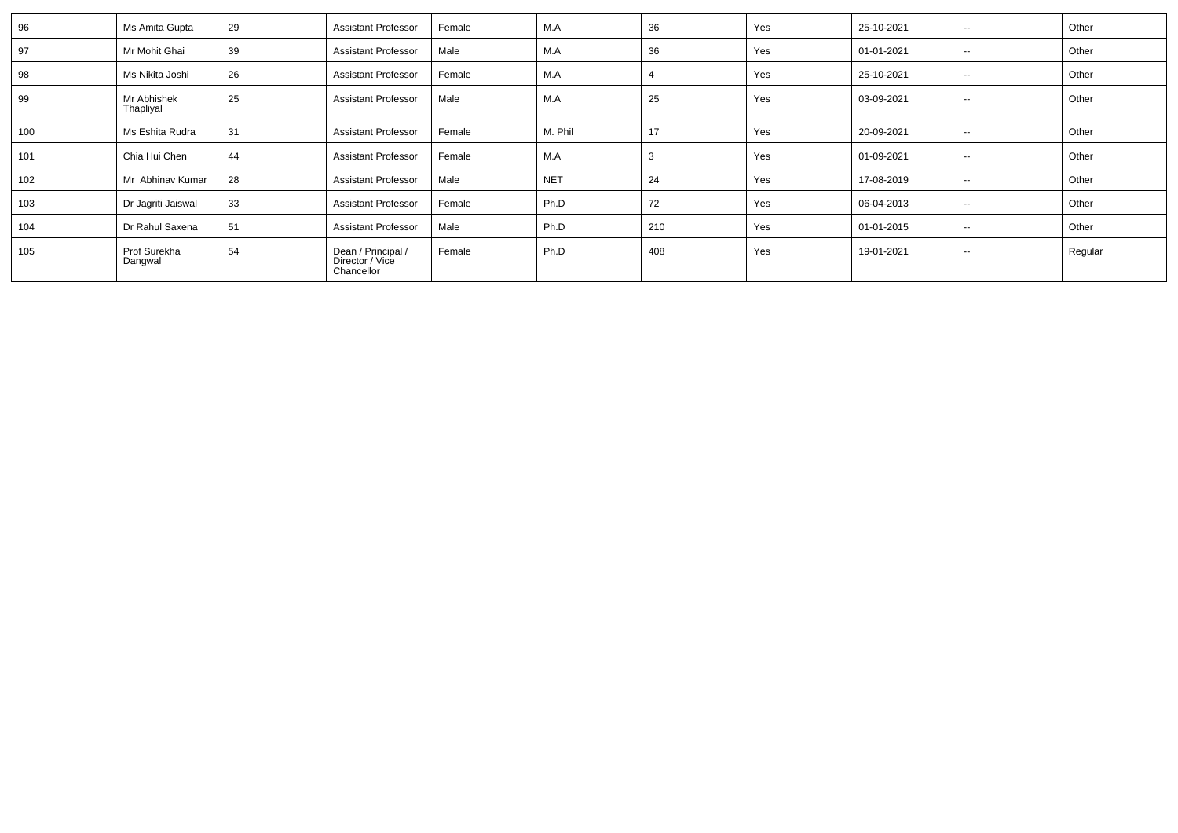| | | | | | | | | | | |
|---|---|---|---|---|---|---|---|---|---|---|
| 96 | Ms Amita Gupta | 29 | Assistant Professor | Female | M.A | 36 | Yes | 25-10-2021 | -- | Other |
| 97 | Mr Mohit Ghai | 39 | Assistant Professor | Male | M.A | 36 | Yes | 01-01-2021 | -- | Other |
| 98 | Ms Nikita Joshi | 26 | Assistant Professor | Female | M.A | 4 | Yes | 25-10-2021 | -- | Other |
| 99 | Mr Abhishek Thapliyal | 25 | Assistant Professor | Male | M.A | 25 | Yes | 03-09-2021 | -- | Other |
| 100 | Ms Eshita Rudra | 31 | Assistant Professor | Female | M. Phil | 17 | Yes | 20-09-2021 | -- | Other |
| 101 | Chia Hui Chen | 44 | Assistant Professor | Female | M.A | 3 | Yes | 01-09-2021 | -- | Other |
| 102 | Mr Abhinav Kumar | 28 | Assistant Professor | Male | NET | 24 | Yes | 17-08-2019 | -- | Other |
| 103 | Dr Jagriti Jaiswal | 33 | Assistant Professor | Female | Ph.D | 72 | Yes | 06-04-2013 | -- | Other |
| 104 | Dr Rahul Saxena | 51 | Assistant Professor | Male | Ph.D | 210 | Yes | 01-01-2015 | -- | Other |
| 105 | Prof Surekha Dangwal | 54 | Dean / Principal / Director / Vice Chancellor | Female | Ph.D | 408 | Yes | 19-01-2021 | -- | Regular |